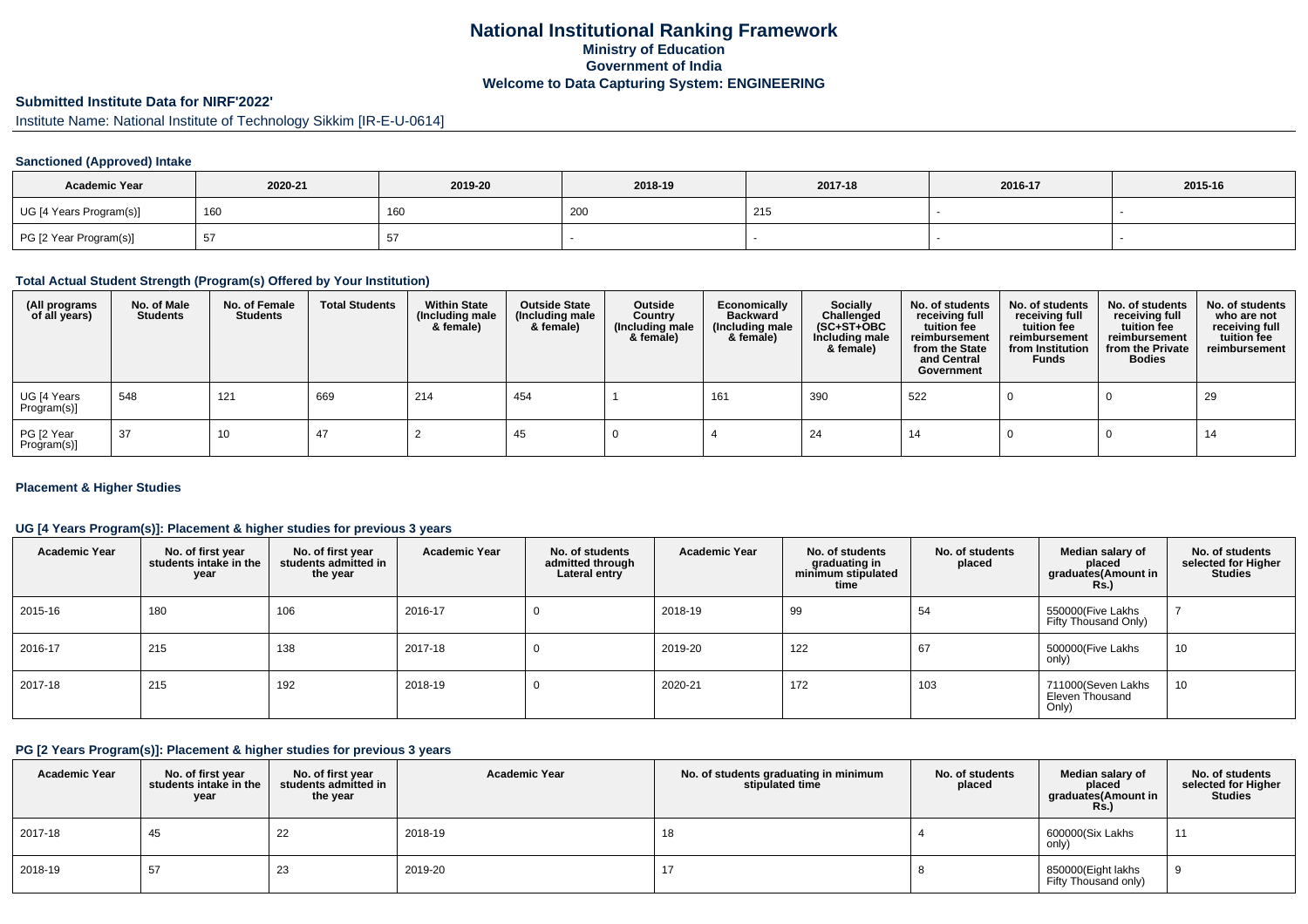# National Institutional Ranking Framework
## Ministry of Education
## Government of India
## Welcome to Data Capturing System: ENGINEERING

### Submitted Institute Data for NIRF'2022'

Institute Name: National Institute of Technology Sikkim [IR-E-U-0614]

#### Sanctioned (Approved) Intake

| Academic Year | 2020-21 | 2019-20 | 2018-19 | 2017-18 | 2016-17 | 2015-16 |
|---|---|---|---|---|---|---|
| UG [4 Years Program(s)] | 160 | 160 | 200 | 215 | - | - |
| PG [2 Year Program(s)] | 57 | 57 | - | - | - | - |

#### Total Actual Student Strength (Program(s) Offered by Your Institution)

| (All programs of all years) | No. of Male Students | No. of Female Students | Total Students | Within State (Including male & female) | Outside State (Including male & female) | Outside Country (Including male & female) | Economically Backward (Including male & female) | Socially Challenged (SC+ST+OBC Including male & female) | No. of students receiving full tuition fee reimbursement from the State and Central Government | No. of students receiving full tuition fee reimbursement from Institution Funds | No. of students receiving full tuition fee reimbursement from the Private Bodies | No. of students who are not receiving full tuition fee reimbursement |
|---|---|---|---|---|---|---|---|---|---|---|---|---|
| UG [4 Years Program(s)] | 548 | 121 | 669 | 214 | 454 | 1 | 161 | 390 | 522 | 0 | 0 | 29 |
| PG [2 Year Program(s)] | 37 | 10 | 47 | 2 | 45 | 0 | 4 | 24 | 14 | 0 | 0 | 14 |

#### Placement & Higher Studies

#### UG [4 Years Program(s)]: Placement & higher studies for previous 3 years

| Academic Year | No. of first year students intake in the year | No. of first year students admitted in the year | Academic Year | No. of students admitted through Lateral entry | Academic Year | No. of students graduating in minimum stipulated time | No. of students placed | Median salary of placed graduates(Amount in Rs.) | No. of students selected for Higher Studies |
|---|---|---|---|---|---|---|---|---|---|
| 2015-16 | 180 | 106 | 2016-17 | 0 | 2018-19 | 99 | 54 | 550000(Five Lakhs Fifty Thousand Only) | 7 |
| 2016-17 | 215 | 138 | 2017-18 | 0 | 2019-20 | 122 | 67 | 500000(Five Lakhs only) | 10 |
| 2017-18 | 215 | 192 | 2018-19 | 0 | 2020-21 | 172 | 103 | 711000(Seven Lakhs Eleven Thousand Only) | 10 |

#### PG [2 Years Program(s)]: Placement & higher studies for previous 3 years

| Academic Year | No. of first year students intake in the year | No. of first year students admitted in the year | Academic Year | No. of students graduating in minimum stipulated time | No. of students placed | Median salary of placed graduates(Amount in Rs.) | No. of students selected for Higher Studies |
|---|---|---|---|---|---|---|---|
| 2017-18 | 45 | 22 | 2018-19 | 18 | 4 | 600000(Six Lakhs only) | 11 |
| 2018-19 | 57 | 23 | 2019-20 | 17 | 8 | 850000(Eight lakhs Fifty Thousand only) | 9 |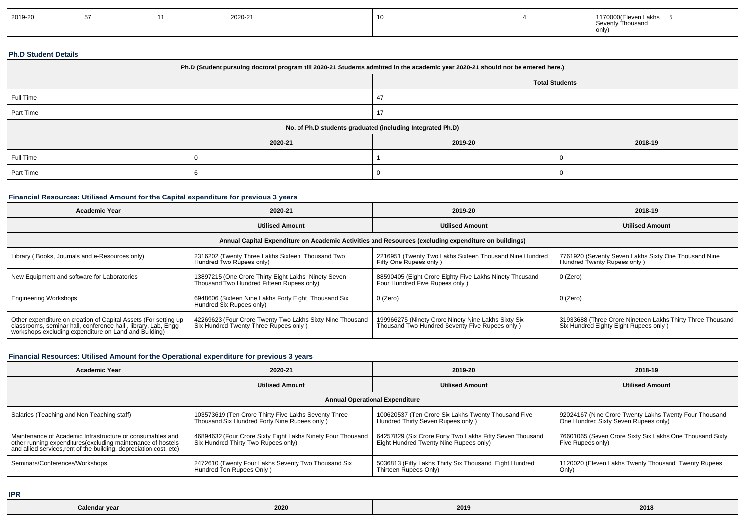| 2019-20 | 57 | 11 | 2020-21 | 10 | 4 | 1170000(Eleven Lakhs Seventy Thousand only) | 5 |
|---|---|---|---|---|---|---|---|

**Ph.D Student Details**

| Ph.D (Student pursuing doctoral program till 2020-21 Students admitted in the academic year 2020-21 should not be entered here.) | | | |
|---|---|---|---|
| | | Total Students | |
| Full Time | | 47 | |
| Part Time | | 17 | |
| No. of Ph.D students graduated (including Integrated Ph.D) | | | |
| | 2020-21 | 2019-20 | 2018-19 |
| Full Time | 0 | 1 | 0 |
| Part Time | 6 | 0 | 0 |

**Financial Resources: Utilised Amount for the Capital expenditure for previous 3 years**

| Academic Year | 2020-21 | 2019-20 | 2018-19 |
|---|---|---|---|
| | Utilised Amount | Utilised Amount | Utilised Amount |
| Annual Capital Expenditure on Academic Activities and Resources (excluding expenditure on buildings) | | | |
| Library ( Books, Journals and e-Resources only) | 2316202 (Twenty Three Lakhs Sixteen Thousand Two Hundred Two Rupees only) | 2216951 (Twenty Two Lakhs Sixteen Thousand Nine Hundred Fifty One Rupees only ) | 7761920 (Seventy Seven Lakhs Sixty One Thousand Nine Hundred Twenty Rupees only ) |
| New Equipment and software for Laboratories | 13897215 (One Crore Thirty Eight Lakhs Ninety Seven Thousand Two Hundred Fifteen Rupees only) | 88590405 (Eight Crore Eighty Five Lakhs Ninety Thousand Four Hundred Five Rupees only ) | 0 (Zero) |
| Engineering Workshops | 6948606 (Sixteen Nine Lakhs Forty Eight Thousand Six Hundred Six Rupees only) | 0 (Zero) | 0 (Zero) |
| Other expenditure on creation of Capital Assets (For setting up classrooms, seminar hall, conference hall , library, Lab, Engg workshops excluding expenditure on Land and Building) | 42269623 (Four Crore Twenty Two Lakhs Sixty Nine Thousand Six Hundred Twenty Three Rupees only ) | 199966275 (Ninety Crore Ninety Nine Lakhs Sixty Six Thousand Two Hundred Seventy Five Rupees only ) | 31933688 (Three Crore Nineteen Lakhs Thirty Three Thousand Six Hundred Eighty Eight Rupees only ) |

**Financial Resources: Utilised Amount for the Operational expenditure for previous 3 years**

| Academic Year | 2020-21 | 2019-20 | 2018-19 |
|---|---|---|---|
| | Utilised Amount | Utilised Amount | Utilised Amount |
| Annual Operational Expenditure | | | |
| Salaries (Teaching and Non Teaching staff) | 103573619 (Ten Crore Thirty Five Lakhs Seventy Three Thousand Six Hundred Forty Nine Rupees only ) | 100620537 (Ten Crore Six Lakhs Twenty Thousand Five Hundred Thirty Seven Rupees only ) | 92024167 (Nine Crore Twenty Lakhs Twenty Four Thousand One Hundred Sixty Seven Rupees only) |
| Maintenance of Academic Infrastructure or consumables and other running expenditures(excluding maintenance of hostels and allied services,rent of the building, depreciation cost, etc) | 46894632 (Four Crore Sixty Eight Lakhs Ninety Four Thousand Six Hundred Thirty Two Rupees only) | 64257829 (Six Crore Forty Two Lakhs Fifty Seven Thousand Eight Hundred Twenty Nine Rupees only) | 76601065 (Seven Crore Sixty Six Lakhs One Thousand Sixty Five Rupees only) |
| Seminars/Conferences/Workshops | 2472610 (Twenty Four Lakhs Seventy Two Thousand Six Hundred Ten Rupees Only ) | 5036813 (Fifty Lakhs Thirty Six Thousand Eight Hundred Thirteen Rupees Only) | 1120020 (Eleven Lakhs Twenty Thousand Twenty Rupees Only) |

**IPR**

| Calendar year | 2020 | 2019 | 2018 |
|---|---|---|---|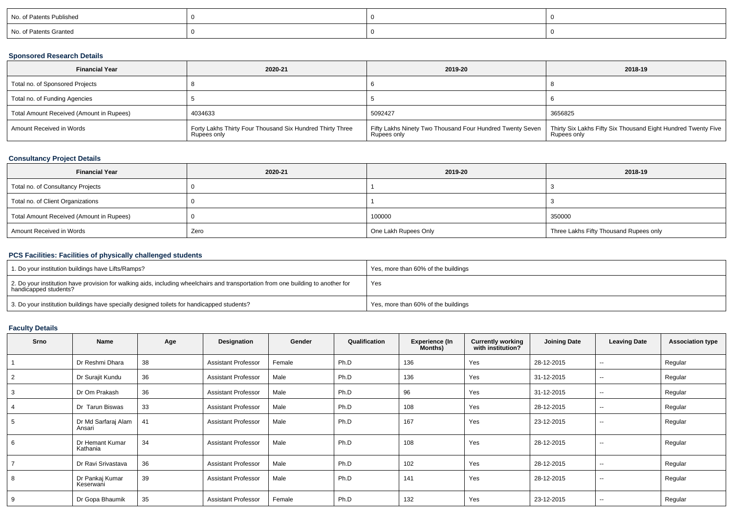| No. of Patents Published | 0 | 0 | 0 |
|---|---|---|---|
| No. of Patents Granted | 0 | 0 | 0 |

### Sponsored Research Details

| Financial Year | 2020-21 | 2019-20 | 2018-19 |
|---|---|---|---|
| Total no. of Sponsored Projects | 8 | 6 | 8 |
| Total no. of Funding Agencies | 5 | 5 | 6 |
| Total Amount Received (Amount in Rupees) | 4034633 | 5092427 | 3656825 |
| Amount Received in Words | Forty Lakhs Thirty Four Thousand Six Hundred Thirty Three Rupees only | Fifty Lakhs Ninety Two Thousand Four Hundred Twenty Seven Rupees only | Thirty Six Lakhs Fifty Six Thousand Eight Hundred Twenty Five Rupees only |

### Consultancy Project Details

| Financial Year | 2020-21 | 2019-20 | 2018-19 |
|---|---|---|---|
| Total no. of Consultancy Projects | 0 | 1 | 3 |
| Total no. of Client Organizations | 0 | 1 | 3 |
| Total Amount Received (Amount in Rupees) | 0 | 100000 | 350000 |
| Amount Received in Words | Zero | One Lakh Rupees Only | Three Lakhs Fifty Thousand Rupees only |

### PCS Facilities: Facilities of physically challenged students

| Question | Response |
|---|---|
| 1. Do your institution buildings have Lifts/Ramps? | Yes, more than 60% of the buildings |
| 2. Do your institution have provision for walking aids, including wheelchairs and transportation from one building to another for handicapped students? | Yes |
| 3. Do your institution buildings have specially designed toilets for handicapped students? | Yes, more than 60% of the buildings |

### Faculty Details

| Srno | Name | Age | Designation | Gender | Qualification | Experience (In Months) | Currently working with institution? | Joining Date | Leaving Date | Association type |
|---|---|---|---|---|---|---|---|---|---|---|
| 1 | Dr Reshmi Dhara | 38 | Assistant Professor | Female | Ph.D | 136 | Yes | 28-12-2015 | -- | Regular |
| 2 | Dr Surajit Kundu | 36 | Assistant Professor | Male | Ph.D | 136 | Yes | 31-12-2015 | -- | Regular |
| 3 | Dr Om Prakash | 36 | Assistant Professor | Male | Ph.D | 96 | Yes | 31-12-2015 | -- | Regular |
| 4 | Dr Tarun Biswas | 33 | Assistant Professor | Male | Ph.D | 108 | Yes | 28-12-2015 | -- | Regular |
| 5 | Dr Md Sarfaraj Alam Ansari | 41 | Assistant Professor | Male | Ph.D | 167 | Yes | 23-12-2015 | -- | Regular |
| 6 | Dr Hemant Kumar Kathania | 34 | Assistant Professor | Male | Ph.D | 108 | Yes | 28-12-2015 | -- | Regular |
| 7 | Dr Ravi Srivastava | 36 | Assistant Professor | Male | Ph.D | 102 | Yes | 28-12-2015 | -- | Regular |
| 8 | Dr Pankaj Kumar Keserwani | 39 | Assistant Professor | Male | Ph.D | 141 | Yes | 28-12-2015 | -- | Regular |
| 9 | Dr Gopa Bhaumik | 35 | Assistant Professor | Female | Ph.D | 132 | Yes | 23-12-2015 | -- | Regular |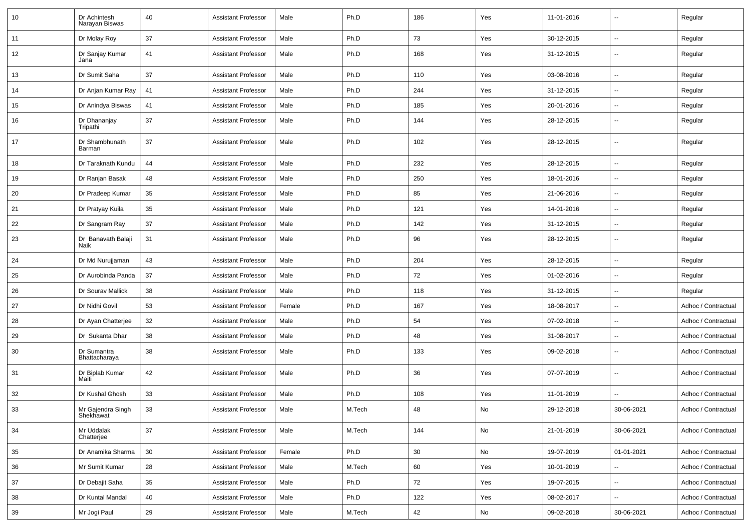| 10 | Dr Achintesh Narayan Biswas | 40 | Assistant Professor | Male | Ph.D | 186 | Yes | 11-01-2016 | -- | Regular |
|---|---|---|---|---|---|---|---|---|---|---|
| 11 | Dr Molay Roy | 37 | Assistant Professor | Male | Ph.D | 73 | Yes | 30-12-2015 | -- | Regular |
| 12 | Dr Sanjay Kumar Jana | 41 | Assistant Professor | Male | Ph.D | 168 | Yes | 31-12-2015 | -- | Regular |
| 13 | Dr Sumit Saha | 37 | Assistant Professor | Male | Ph.D | 110 | Yes | 03-08-2016 | -- | Regular |
| 14 | Dr Anjan Kumar Ray | 41 | Assistant Professor | Male | Ph.D | 244 | Yes | 31-12-2015 | -- | Regular |
| 15 | Dr Anindya Biswas | 41 | Assistant Professor | Male | Ph.D | 185 | Yes | 20-01-2016 | -- | Regular |
| 16 | Dr Dhananjay Tripathi | 37 | Assistant Professor | Male | Ph.D | 144 | Yes | 28-12-2015 | -- | Regular |
| 17 | Dr Shambhunath Barman | 37 | Assistant Professor | Male | Ph.D | 102 | Yes | 28-12-2015 | -- | Regular |
| 18 | Dr Taraknath Kundu | 44 | Assistant Professor | Male | Ph.D | 232 | Yes | 28-12-2015 | -- | Regular |
| 19 | Dr Ranjan Basak | 48 | Assistant Professor | Male | Ph.D | 250 | Yes | 18-01-2016 | -- | Regular |
| 20 | Dr Pradeep Kumar | 35 | Assistant Professor | Male | Ph.D | 85 | Yes | 21-06-2016 | -- | Regular |
| 21 | Dr Pratyay Kuila | 35 | Assistant Professor | Male | Ph.D | 121 | Yes | 14-01-2016 | -- | Regular |
| 22 | Dr Sangram Ray | 37 | Assistant Professor | Male | Ph.D | 142 | Yes | 31-12-2015 | -- | Regular |
| 23 | Dr Banavath Balaji Naik | 31 | Assistant Professor | Male | Ph.D | 96 | Yes | 28-12-2015 | -- | Regular |
| 24 | Dr Md Nurujjaman | 43 | Assistant Professor | Male | Ph.D | 204 | Yes | 28-12-2015 | -- | Regular |
| 25 | Dr Aurobinda Panda | 37 | Assistant Professor | Male | Ph.D | 72 | Yes | 01-02-2016 | -- | Regular |
| 26 | Dr Sourav Mallick | 38 | Assistant Professor | Male | Ph.D | 118 | Yes | 31-12-2015 | -- | Regular |
| 27 | Dr Nidhi Govil | 53 | Assistant Professor | Female | Ph.D | 167 | Yes | 18-08-2017 | -- | Adhoc / Contractual |
| 28 | Dr Ayan Chatterjee | 32 | Assistant Professor | Male | Ph.D | 54 | Yes | 07-02-2018 | -- | Adhoc / Contractual |
| 29 | Dr Sukanta Dhar | 38 | Assistant Professor | Male | Ph.D | 48 | Yes | 31-08-2017 | -- | Adhoc / Contractual |
| 30 | Dr Sumantra Bhattacharaya | 38 | Assistant Professor | Male | Ph.D | 133 | Yes | 09-02-2018 | -- | Adhoc / Contractual |
| 31 | Dr Biplab Kumar Maiti | 42 | Assistant Professor | Male | Ph.D | 36 | Yes | 07-07-2019 | -- | Adhoc / Contractual |
| 32 | Dr Kushal Ghosh | 33 | Assistant Professor | Male | Ph.D | 108 | Yes | 11-01-2019 | -- | Adhoc / Contractual |
| 33 | Mr Gajendra Singh Shekhawat | 33 | Assistant Professor | Male | M.Tech | 48 | No | 29-12-2018 | 30-06-2021 | Adhoc / Contractual |
| 34 | Mr Uddalak Chatterjee | 37 | Assistant Professor | Male | M.Tech | 144 | No | 21-01-2019 | 30-06-2021 | Adhoc / Contractual |
| 35 | Dr Anamika Sharma | 30 | Assistant Professor | Female | Ph.D | 30 | No | 19-07-2019 | 01-01-2021 | Adhoc / Contractual |
| 36 | Mr Sumit Kumar | 28 | Assistant Professor | Male | M.Tech | 60 | Yes | 10-01-2019 | -- | Adhoc / Contractual |
| 37 | Dr Debajit Saha | 35 | Assistant Professor | Male | Ph.D | 72 | Yes | 19-07-2015 | -- | Adhoc / Contractual |
| 38 | Dr Kuntal Mandal | 40 | Assistant Professor | Male | Ph.D | 122 | Yes | 08-02-2017 | -- | Adhoc / Contractual |
| 39 | Mr Jogi Paul | 29 | Assistant Professor | Male | M.Tech | 42 | No | 09-02-2018 | 30-06-2021 | Adhoc / Contractual |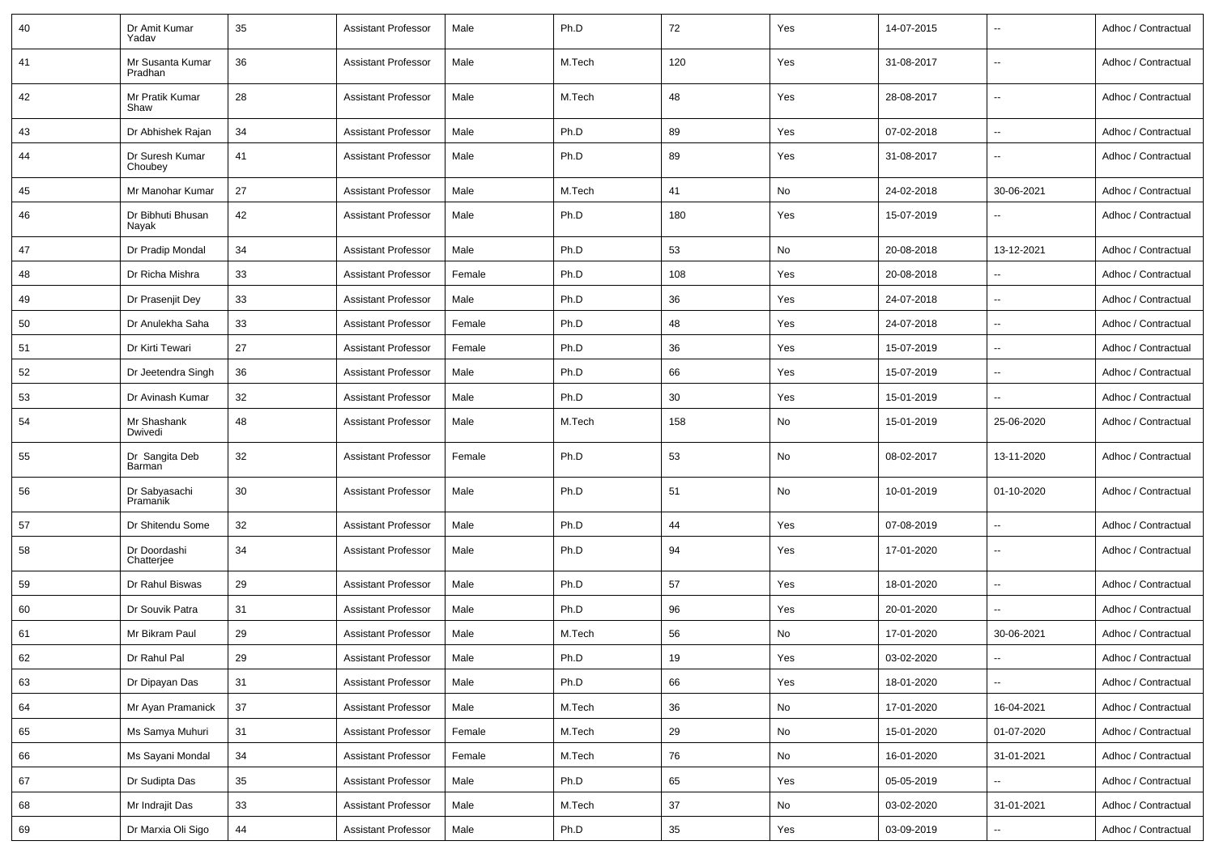| | | | | | | | | | | |
|---|---|---|---|---|---|---|---|---|---|---|
| 40 | Dr Amit Kumar Yadav | 35 | Assistant Professor | Male | Ph.D | 72 | Yes | 14-07-2015 | -- | Adhoc / Contractual |
| 41 | Mr Susanta Kumar Pradhan | 36 | Assistant Professor | Male | M.Tech | 120 | Yes | 31-08-2017 | -- | Adhoc / Contractual |
| 42 | Mr Pratik Kumar Shaw | 28 | Assistant Professor | Male | M.Tech | 48 | Yes | 28-08-2017 | -- | Adhoc / Contractual |
| 43 | Dr Abhishek Rajan | 34 | Assistant Professor | Male | Ph.D | 89 | Yes | 07-02-2018 | -- | Adhoc / Contractual |
| 44 | Dr Suresh Kumar Choubey | 41 | Assistant Professor | Male | Ph.D | 89 | Yes | 31-08-2017 | -- | Adhoc / Contractual |
| 45 | Mr Manohar Kumar | 27 | Assistant Professor | Male | M.Tech | 41 | No | 24-02-2018 | 30-06-2021 | Adhoc / Contractual |
| 46 | Dr Bibhuti Bhusan Nayak | 42 | Assistant Professor | Male | Ph.D | 180 | Yes | 15-07-2019 | -- | Adhoc / Contractual |
| 47 | Dr Pradip Mondal | 34 | Assistant Professor | Male | Ph.D | 53 | No | 20-08-2018 | 13-12-2021 | Adhoc / Contractual |
| 48 | Dr Richa Mishra | 33 | Assistant Professor | Female | Ph.D | 108 | Yes | 20-08-2018 | -- | Adhoc / Contractual |
| 49 | Dr Prasenjit Dey | 33 | Assistant Professor | Male | Ph.D | 36 | Yes | 24-07-2018 | -- | Adhoc / Contractual |
| 50 | Dr Anulekha Saha | 33 | Assistant Professor | Female | Ph.D | 48 | Yes | 24-07-2018 | -- | Adhoc / Contractual |
| 51 | Dr Kirti Tewari | 27 | Assistant Professor | Female | Ph.D | 36 | Yes | 15-07-2019 | -- | Adhoc / Contractual |
| 52 | Dr Jeetendra Singh | 36 | Assistant Professor | Male | Ph.D | 66 | Yes | 15-07-2019 | -- | Adhoc / Contractual |
| 53 | Dr Avinash Kumar | 32 | Assistant Professor | Male | Ph.D | 30 | Yes | 15-01-2019 | -- | Adhoc / Contractual |
| 54 | Mr Shashank Dwivedi | 48 | Assistant Professor | Male | M.Tech | 158 | No | 15-01-2019 | 25-06-2020 | Adhoc / Contractual |
| 55 | Dr Sangita Deb Barman | 32 | Assistant Professor | Female | Ph.D | 53 | No | 08-02-2017 | 13-11-2020 | Adhoc / Contractual |
| 56 | Dr Sabyasachi Pramanik | 30 | Assistant Professor | Male | Ph.D | 51 | No | 10-01-2019 | 01-10-2020 | Adhoc / Contractual |
| 57 | Dr Shitendu Some | 32 | Assistant Professor | Male | Ph.D | 44 | Yes | 07-08-2019 | -- | Adhoc / Contractual |
| 58 | Dr Doordashi Chatterjee | 34 | Assistant Professor | Male | Ph.D | 94 | Yes | 17-01-2020 | -- | Adhoc / Contractual |
| 59 | Dr Rahul Biswas | 29 | Assistant Professor | Male | Ph.D | 57 | Yes | 18-01-2020 | -- | Adhoc / Contractual |
| 60 | Dr Souvik Patra | 31 | Assistant Professor | Male | Ph.D | 96 | Yes | 20-01-2020 | -- | Adhoc / Contractual |
| 61 | Mr Bikram Paul | 29 | Assistant Professor | Male | M.Tech | 56 | No | 17-01-2020 | 30-06-2021 | Adhoc / Contractual |
| 62 | Dr Rahul Pal | 29 | Assistant Professor | Male | Ph.D | 19 | Yes | 03-02-2020 | -- | Adhoc / Contractual |
| 63 | Dr Dipayan Das | 31 | Assistant Professor | Male | Ph.D | 66 | Yes | 18-01-2020 | -- | Adhoc / Contractual |
| 64 | Mr Ayan Pramanick | 37 | Assistant Professor | Male | M.Tech | 36 | No | 17-01-2020 | 16-04-2021 | Adhoc / Contractual |
| 65 | Ms Samya Muhuri | 31 | Assistant Professor | Female | M.Tech | 29 | No | 15-01-2020 | 01-07-2020 | Adhoc / Contractual |
| 66 | Ms Sayani Mondal | 34 | Assistant Professor | Female | M.Tech | 76 | No | 16-01-2020 | 31-01-2021 | Adhoc / Contractual |
| 67 | Dr Sudipta Das | 35 | Assistant Professor | Male | Ph.D | 65 | Yes | 05-05-2019 | -- | Adhoc / Contractual |
| 68 | Mr Indrajit Das | 33 | Assistant Professor | Male | M.Tech | 37 | No | 03-02-2020 | 31-01-2021 | Adhoc / Contractual |
| 69 | Dr Marxia Oli Sigo | 44 | Assistant Professor | Male | Ph.D | 35 | Yes | 03-09-2019 | -- | Adhoc / Contractual |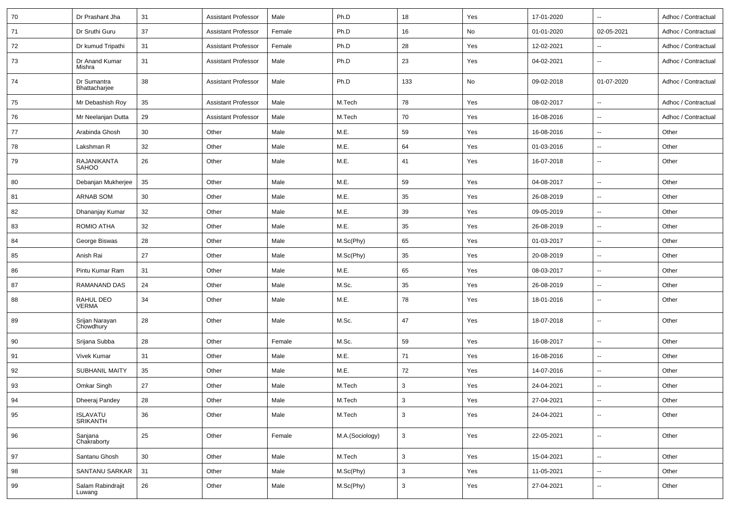| 70 | Dr Prashant Jha | 31 | Assistant Professor | Male | Ph.D | 18 | Yes | 17-01-2020 | -- | Adhoc / Contractual |
|---|---|---|---|---|---|---|---|---|---|---|
| 71 | Dr Sruthi Guru | 37 | Assistant Professor | Female | Ph.D | 16 | No | 01-01-2020 | 02-05-2021 | Adhoc / Contractual |
| 72 | Dr kumud Tripathi | 31 | Assistant Professor | Female | Ph.D | 28 | Yes | 12-02-2021 | -- | Adhoc / Contractual |
| 73 | Dr Anand Kumar Mishra | 31 | Assistant Professor | Male | Ph.D | 23 | Yes | 04-02-2021 | -- | Adhoc / Contractual |
| 74 | Dr Sumantra Bhattacharjee | 38 | Assistant Professor | Male | Ph.D | 133 | No | 09-02-2018 | 01-07-2020 | Adhoc / Contractual |
| 75 | Mr Debashish Roy | 35 | Assistant Professor | Male | M.Tech | 78 | Yes | 08-02-2017 | -- | Adhoc / Contractual |
| 76 | Mr Neelanjan Dutta | 29 | Assistant Professor | Male | M.Tech | 70 | Yes | 16-08-2016 | -- | Adhoc / Contractual |
| 77 | Arabinda Ghosh | 30 | Other | Male | M.E. | 59 | Yes | 16-08-2016 | -- | Other |
| 78 | Lakshman R | 32 | Other | Male | M.E. | 64 | Yes | 01-03-2016 | -- | Other |
| 79 | RAJANIKANTA SAHOO | 26 | Other | Male | M.E. | 41 | Yes | 16-07-2018 | -- | Other |
| 80 | Debanjan Mukherjee | 35 | Other | Male | M.E. | 59 | Yes | 04-08-2017 | -- | Other |
| 81 | ARNAB SOM | 30 | Other | Male | M.E. | 35 | Yes | 26-08-2019 | -- | Other |
| 82 | Dhananjay Kumar | 32 | Other | Male | M.E. | 39 | Yes | 09-05-2019 | -- | Other |
| 83 | ROMIO ATHA | 32 | Other | Male | M.E. | 35 | Yes | 26-08-2019 | -- | Other |
| 84 | George Biswas | 28 | Other | Male | M.Sc(Phy) | 65 | Yes | 01-03-2017 | -- | Other |
| 85 | Anish Rai | 27 | Other | Male | M.Sc(Phy) | 35 | Yes | 20-08-2019 | -- | Other |
| 86 | Pintu Kumar Ram | 31 | Other | Male | M.E. | 65 | Yes | 08-03-2017 | -- | Other |
| 87 | RAMANAND DAS | 24 | Other | Male | M.Sc. | 35 | Yes | 26-08-2019 | -- | Other |
| 88 | RAHUL DEO VERMA | 34 | Other | Male | M.E. | 78 | Yes | 18-01-2016 | -- | Other |
| 89 | Srijan Narayan Chowdhury | 28 | Other | Male | M.Sc. | 47 | Yes | 18-07-2018 | -- | Other |
| 90 | Srijana Subba | 28 | Other | Female | M.Sc. | 59 | Yes | 16-08-2017 | -- | Other |
| 91 | Vivek Kumar | 31 | Other | Male | M.E. | 71 | Yes | 16-08-2016 | -- | Other |
| 92 | SUBHANIL MAITY | 35 | Other | Male | M.E. | 72 | Yes | 14-07-2016 | -- | Other |
| 93 | Omkar Singh | 27 | Other | Male | M.Tech | 3 | Yes | 24-04-2021 | -- | Other |
| 94 | Dheeraj Pandey | 28 | Other | Male | M.Tech | 3 | Yes | 27-04-2021 | -- | Other |
| 95 | ISLAVATU SRIKANTH | 36 | Other | Male | M.Tech | 3 | Yes | 24-04-2021 | -- | Other |
| 96 | Sanjana Chakraborty | 25 | Other | Female | M.A.(Sociology) | 3 | Yes | 22-05-2021 | -- | Other |
| 97 | Santanu Ghosh | 30 | Other | Male | M.Tech | 3 | Yes | 15-04-2021 | -- | Other |
| 98 | SANTANU SARKAR | 31 | Other | Male | M.Sc(Phy) | 3 | Yes | 11-05-2021 | -- | Other |
| 99 | Salam Rabindrajit Luwang | 26 | Other | Male | M.Sc(Phy) | 3 | Yes | 27-04-2021 | -- | Other |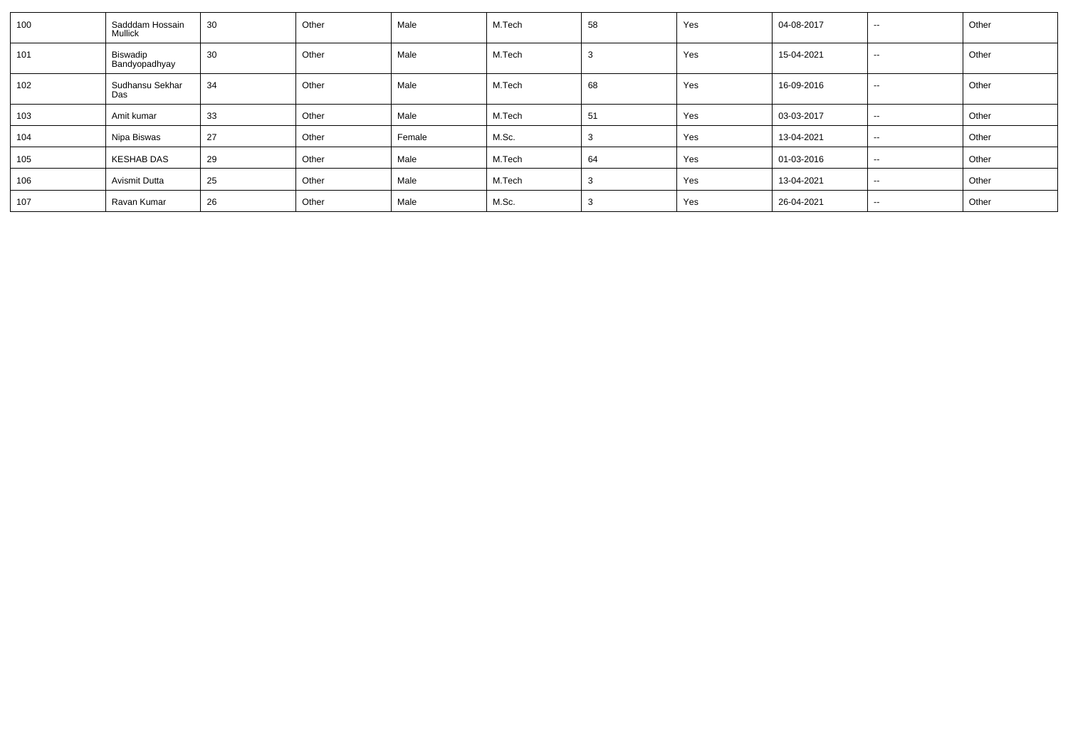| | | | | | | | | | | |
|---|---|---|---|---|---|---|---|---|---|---|
| 100 | Sadddam Hossain Mullick | 30 | Other | Male | M.Tech | 58 | Yes | 04-08-2017 | -- | Other |
| 101 | Biswadip Bandyopadhyay | 30 | Other | Male | M.Tech | 3 | Yes | 15-04-2021 | -- | Other |
| 102 | Sudhansu Sekhar Das | 34 | Other | Male | M.Tech | 68 | Yes | 16-09-2016 | -- | Other |
| 103 | Amit kumar | 33 | Other | Male | M.Tech | 51 | Yes | 03-03-2017 | -- | Other |
| 104 | Nipa Biswas | 27 | Other | Female | M.Sc. | 3 | Yes | 13-04-2021 | -- | Other |
| 105 | KESHAB DAS | 29 | Other | Male | M.Tech | 64 | Yes | 01-03-2016 | -- | Other |
| 106 | Avismit Dutta | 25 | Other | Male | M.Tech | 3 | Yes | 13-04-2021 | -- | Other |
| 107 | Ravan Kumar | 26 | Other | Male | M.Sc. | 3 | Yes | 26-04-2021 | -- | Other |